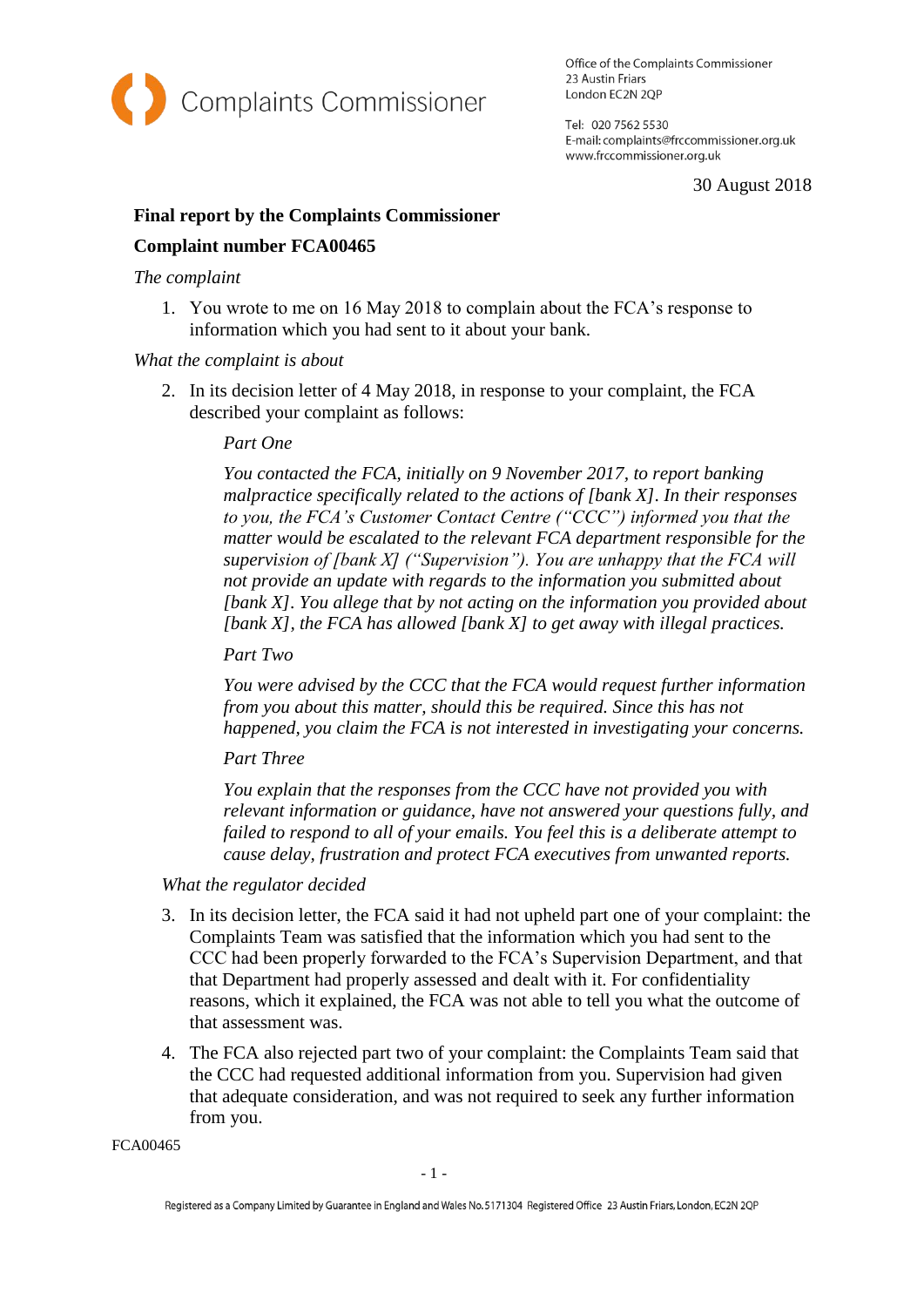Complaints Commissioner

Office of the Complaints Commissioner
23 Austin Friars
London EC2N 2QP

Tel: 020 7562 5530
E-mail: complaints@frccommissioner.org.uk
www.frccommissioner.org.uk

30 August 2018

**Final report by the Complaints Commissioner**

**Complaint number FCA00465**

*The complaint*

1. You wrote to me on 16 May 2018 to complain about the FCA's response to information which you had sent to it about your bank.

*What the complaint is about*

2. In its decision letter of 4 May 2018, in response to your complaint, the FCA described your complaint as follows:

   *Part One*

   *You contacted the FCA, initially on 9 November 2017, to report banking malpractice specifically related to the actions of [bank X]. In their responses to you, the FCA's Customer Contact Centre ("CCC") informed you that the matter would be escalated to the relevant FCA department responsible for the supervision of [bank X] ("Supervision"). You are unhappy that the FCA will not provide an update with regards to the information you submitted about [bank X]. You allege that by not acting on the information you provided about [bank X], the FCA has allowed [bank X] to get away with illegal practices.*

   *Part Two*

   *You were advised by the CCC that the FCA would request further information from you about this matter, should this be required. Since this has not happened, you claim the FCA is not interested in investigating your concerns.*

   *Part Three*

   *You explain that the responses from the CCC have not provided you with relevant information or guidance, have not answered your questions fully, and failed to respond to all of your emails. You feel this is a deliberate attempt to cause delay, frustration and protect FCA executives from unwanted reports.*

*What the regulator decided*

3. In its decision letter, the FCA said it had not upheld part one of your complaint: the Complaints Team was satisfied that the information which you had sent to the CCC had been properly forwarded to the FCA's Supervision Department, and that that Department had properly assessed and dealt with it. For confidentiality reasons, which it explained, the FCA was not able to tell you what the outcome of that assessment was.

4. The FCA also rejected part two of your complaint: the Complaints Team said that the CCC had requested additional information from you. Supervision had given that adequate consideration, and was not required to seek any further information from you.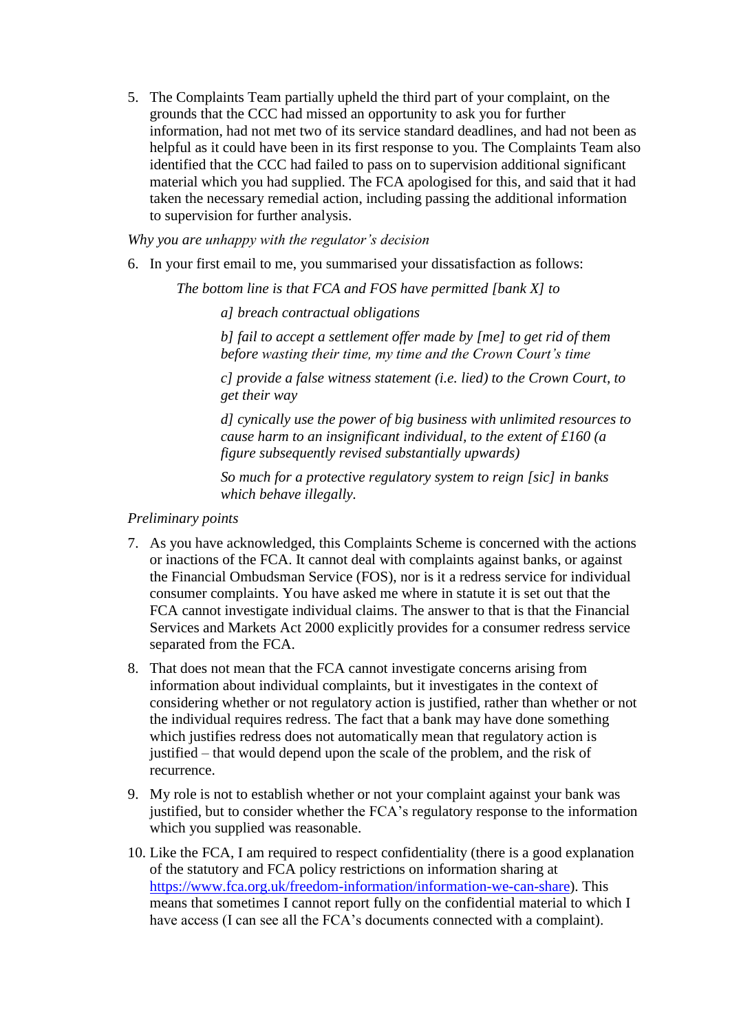5. The Complaints Team partially upheld the third part of your complaint, on the grounds that the CCC had missed an opportunity to ask you for further information, had not met two of its service standard deadlines, and had not been as helpful as it could have been in its first response to you. The Complaints Team also identified that the CCC had failed to pass on to supervision additional significant material which you had supplied. The FCA apologised for this, and said that it had taken the necessary remedial action, including passing the additional information to supervision for further analysis.

*Why you are unhappy with the regulator's decision*

6. In your first email to me, you summarised your dissatisfaction as follows:

> *The bottom line is that FCA and FOS have permitted [bank X] to*
>
> > *a] breach contractual obligations*
> >
> > *b] fail to accept a settlement offer made by [me] to get rid of them before wasting their time, my time and the Crown Court's time*
> >
> > *c] provide a false witness statement (i.e. lied) to the Crown Court, to get their way*
> >
> > *d] cynically use the power of big business with unlimited resources to cause harm to an insignificant individual, to the extent of £160 (a figure subsequently revised substantially upwards)*
> >
> > *So much for a protective regulatory system to reign [sic] in banks which behave illegally.*

*Preliminary points*

7. As you have acknowledged, this Complaints Scheme is concerned with the actions or inactions of the FCA. It cannot deal with complaints against banks, or against the Financial Ombudsman Service (FOS), nor is it a redress service for individual consumer complaints. You have asked me where in statute it is set out that the FCA cannot investigate individual claims. The answer to that is that the Financial Services and Markets Act 2000 explicitly provides for a consumer redress service separated from the FCA.

8. That does not mean that the FCA cannot investigate concerns arising from information about individual complaints, but it investigates in the context of considering whether or not regulatory action is justified, rather than whether or not the individual requires redress. The fact that a bank may have done something which justifies redress does not automatically mean that regulatory action is justified – that would depend upon the scale of the problem, and the risk of recurrence.

9. My role is not to establish whether or not your complaint against your bank was justified, but to consider whether the FCA's regulatory response to the information which you supplied was reasonable.

10. Like the FCA, I am required to respect confidentiality (there is a good explanation of the statutory and FCA policy restrictions on information sharing at [https://www.fca.org.uk/freedom-information/information-we-can-share](https://www.fca.org.uk/freedom-information/information-we-can-share)). This means that sometimes I cannot report fully on the confidential material to which I have access (I can see all the FCA's documents connected with a complaint).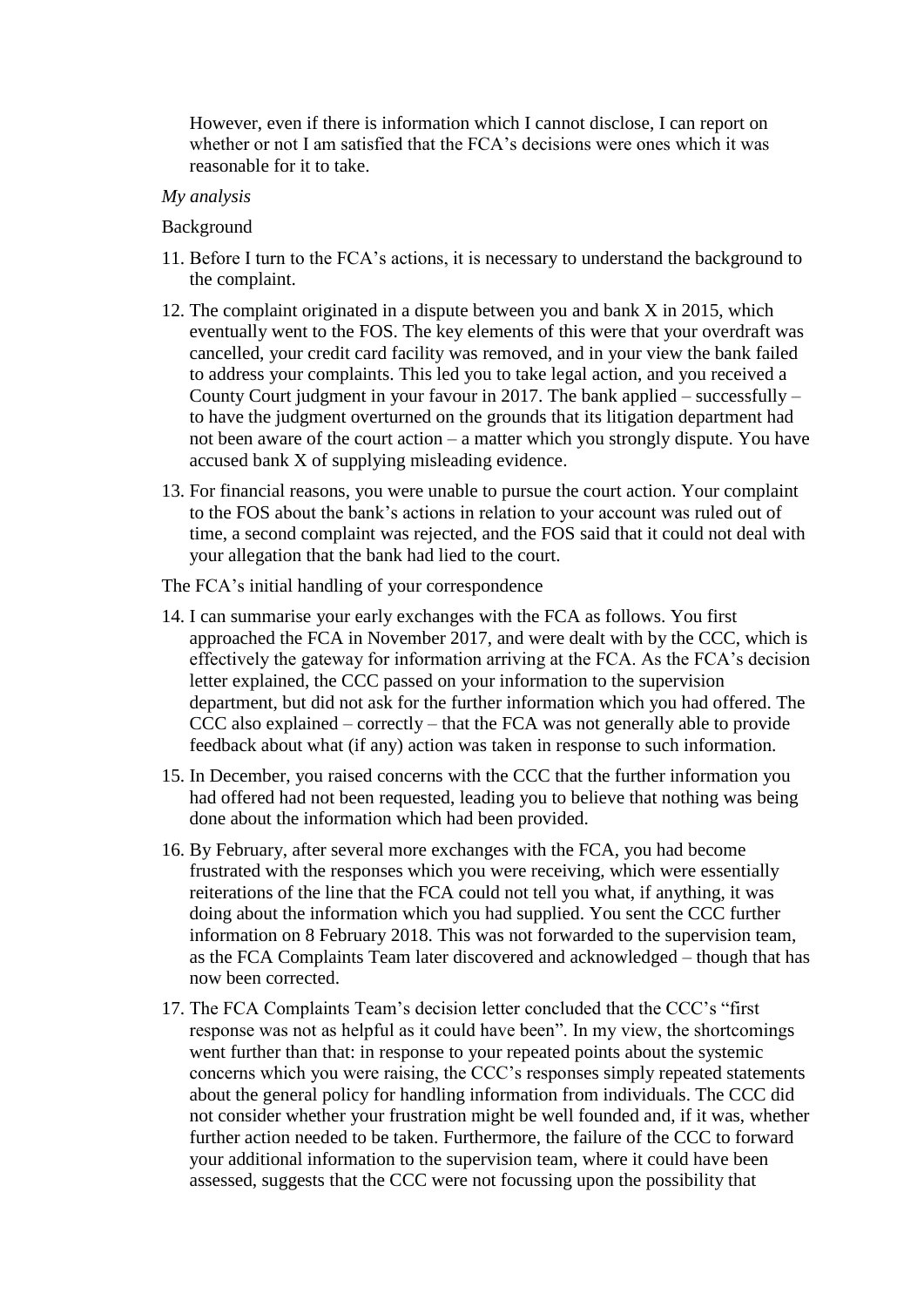However, even if there is information which I cannot disclose, I can report on whether or not I am satisfied that the FCA's decisions were ones which it was reasonable for it to take.

*My analysis*

Background

11. Before I turn to the FCA's actions, it is necessary to understand the background to the complaint.

12. The complaint originated in a dispute between you and bank X in 2015, which eventually went to the FOS. The key elements of this were that your overdraft was cancelled, your credit card facility was removed, and in your view the bank failed to address your complaints. This led you to take legal action, and you received a County Court judgment in your favour in 2017. The bank applied – successfully – to have the judgment overturned on the grounds that its litigation department had not been aware of the court action – a matter which you strongly dispute. You have accused bank X of supplying misleading evidence.

13. For financial reasons, you were unable to pursue the court action. Your complaint to the FOS about the bank's actions in relation to your account was ruled out of time, a second complaint was rejected, and the FOS said that it could not deal with your allegation that the bank had lied to the court.

The FCA's initial handling of your correspondence

14. I can summarise your early exchanges with the FCA as follows. You first approached the FCA in November 2017, and were dealt with by the CCC, which is effectively the gateway for information arriving at the FCA. As the FCA's decision letter explained, the CCC passed on your information to the supervision department, but did not ask for the further information which you had offered. The CCC also explained – correctly – that the FCA was not generally able to provide feedback about what (if any) action was taken in response to such information.

15. In December, you raised concerns with the CCC that the further information you had offered had not been requested, leading you to believe that nothing was being done about the information which had been provided.

16. By February, after several more exchanges with the FCA, you had become frustrated with the responses which you were receiving, which were essentially reiterations of the line that the FCA could not tell you what, if anything, it was doing about the information which you had supplied. You sent the CCC further information on 8 February 2018. This was not forwarded to the supervision team, as the FCA Complaints Team later discovered and acknowledged – though that has now been corrected.

17. The FCA Complaints Team's decision letter concluded that the CCC's "first response was not as helpful as it could have been". In my view, the shortcomings went further than that: in response to your repeated points about the systemic concerns which you were raising, the CCC's responses simply repeated statements about the general policy for handling information from individuals. The CCC did not consider whether your frustration might be well founded and, if it was, whether further action needed to be taken. Furthermore, the failure of the CCC to forward your additional information to the supervision team, where it could have been assessed, suggests that the CCC were not focussing upon the possibility that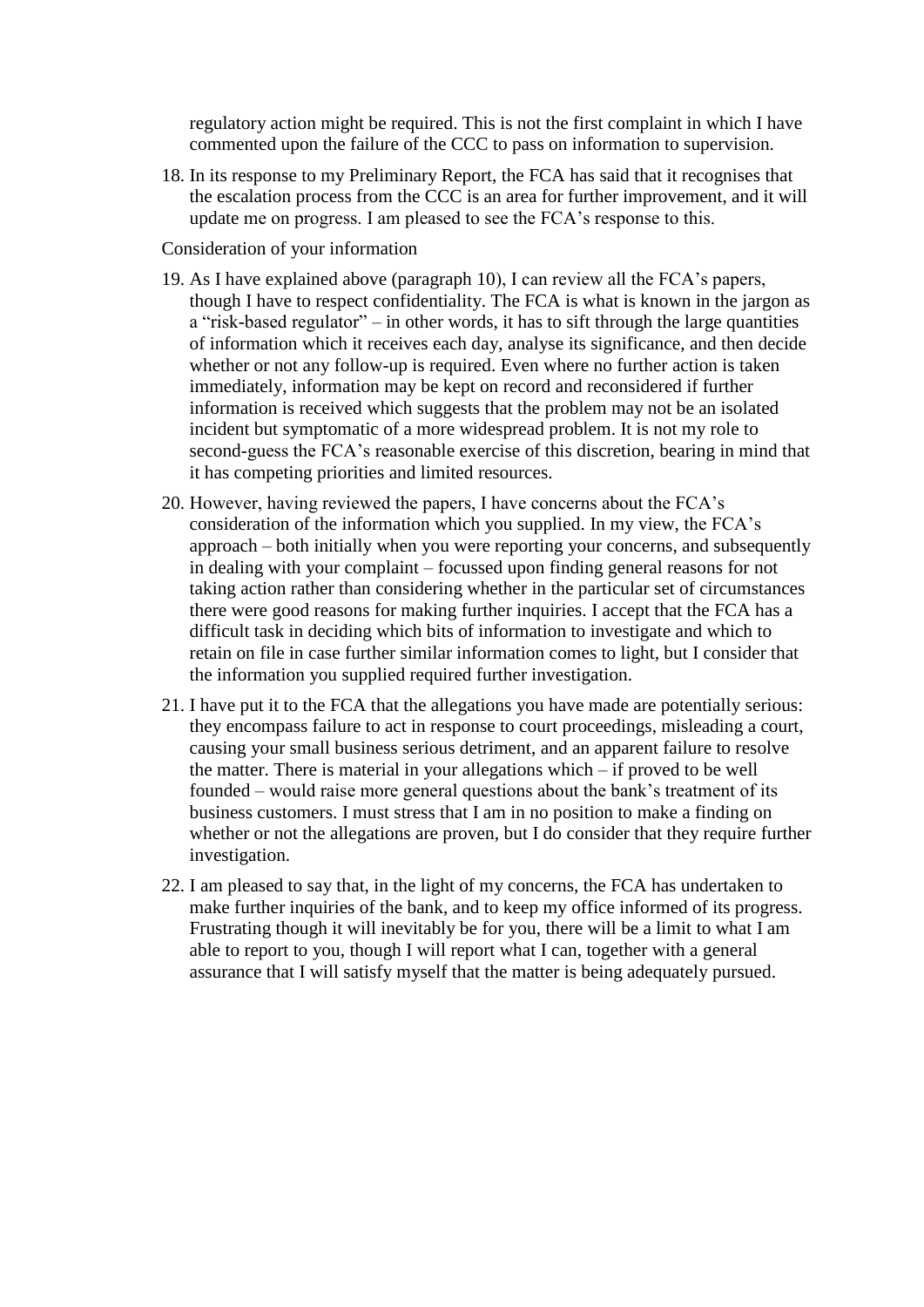regulatory action might be required. This is not the first complaint in which I have commented upon the failure of the CCC to pass on information to supervision.

18. In its response to my Preliminary Report, the FCA has said that it recognises that the escalation process from the CCC is an area for further improvement, and it will update me on progress. I am pleased to see the FCA's response to this.

Consideration of your information

19. As I have explained above (paragraph 10), I can review all the FCA's papers, though I have to respect confidentiality. The FCA is what is known in the jargon as a "risk-based regulator" – in other words, it has to sift through the large quantities of information which it receives each day, analyse its significance, and then decide whether or not any follow-up is required. Even where no further action is taken immediately, information may be kept on record and reconsidered if further information is received which suggests that the problem may not be an isolated incident but symptomatic of a more widespread problem. It is not my role to second-guess the FCA's reasonable exercise of this discretion, bearing in mind that it has competing priorities and limited resources.

20. However, having reviewed the papers, I have concerns about the FCA's consideration of the information which you supplied. In my view, the FCA's approach – both initially when you were reporting your concerns, and subsequently in dealing with your complaint – focussed upon finding general reasons for not taking action rather than considering whether in the particular set of circumstances there were good reasons for making further inquiries. I accept that the FCA has a difficult task in deciding which bits of information to investigate and which to retain on file in case further similar information comes to light, but I consider that the information you supplied required further investigation.

21. I have put it to the FCA that the allegations you have made are potentially serious: they encompass failure to act in response to court proceedings, misleading a court, causing your small business serious detriment, and an apparent failure to resolve the matter. There is material in your allegations which – if proved to be well founded – would raise more general questions about the bank's treatment of its business customers. I must stress that I am in no position to make a finding on whether or not the allegations are proven, but I do consider that they require further investigation.

22. I am pleased to say that, in the light of my concerns, the FCA has undertaken to make further inquiries of the bank, and to keep my office informed of its progress. Frustrating though it will inevitably be for you, there will be a limit to what I am able to report to you, though I will report what I can, together with a general assurance that I will satisfy myself that the matter is being adequately pursued.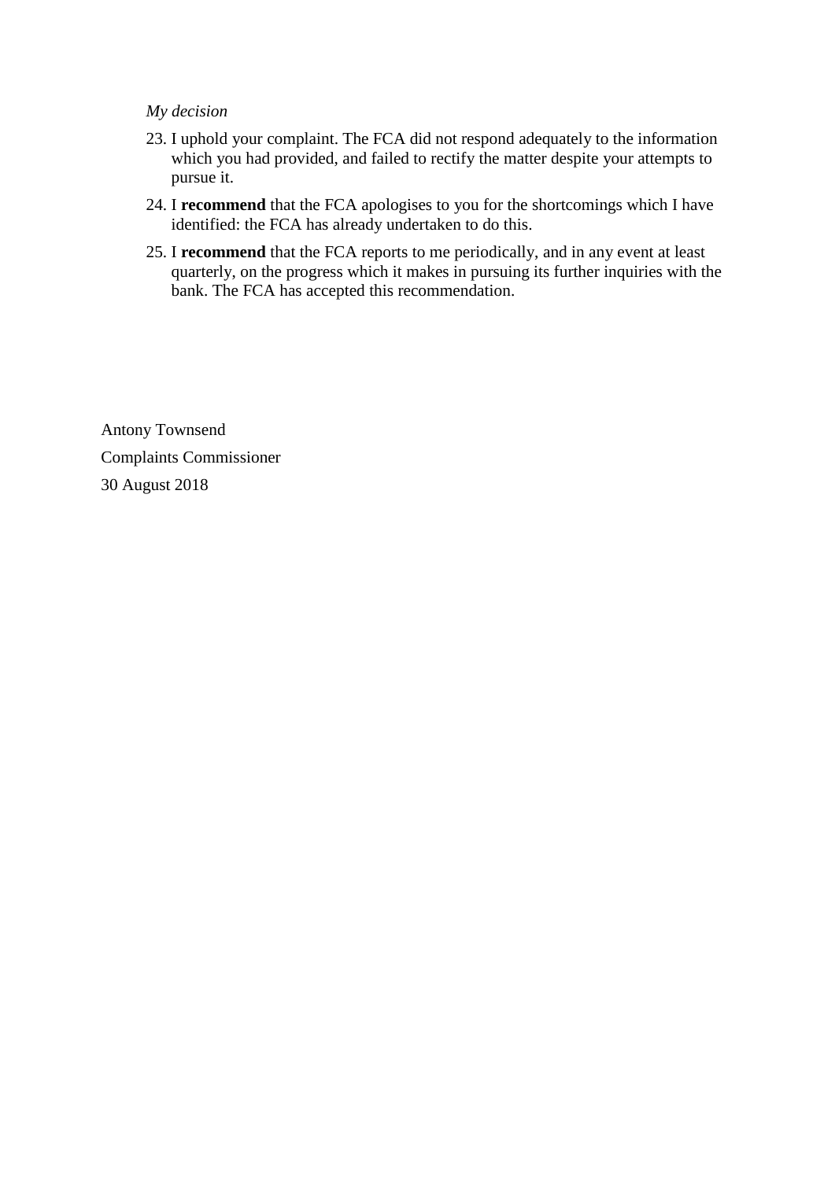*My decision*

23. I uphold your complaint. The FCA did not respond adequately to the information which you had provided, and failed to rectify the matter despite your attempts to pursue it.
24. I **recommend** that the FCA apologises to you for the shortcomings which I have identified: the FCA has already undertaken to do this.
25. I **recommend** that the FCA reports to me periodically, and in any event at least quarterly, on the progress which it makes in pursuing its further inquiries with the bank. The FCA has accepted this recommendation.

Antony Townsend

Complaints Commissioner

30 August 2018